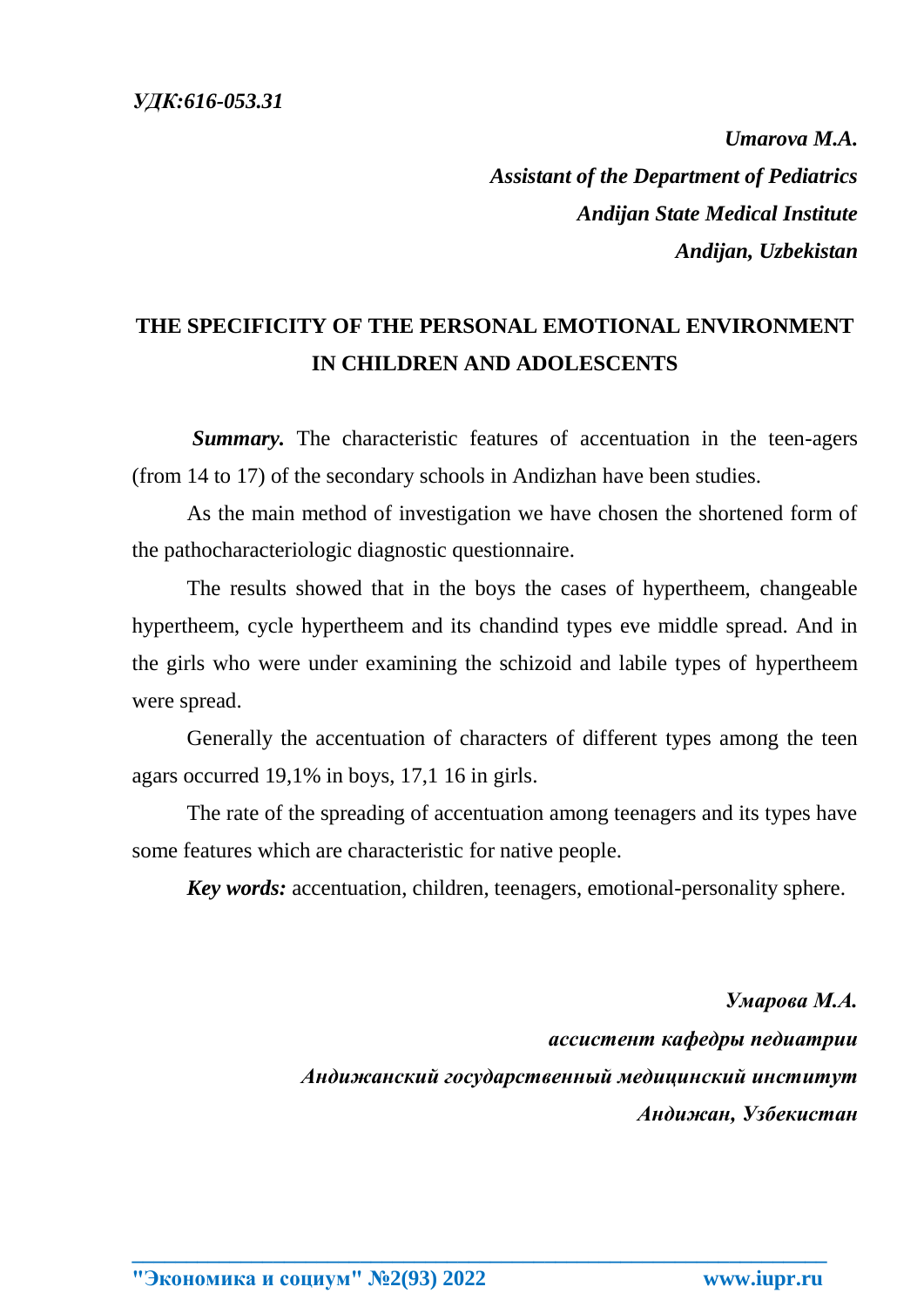*УДК:616-053.31*

***Umarova M.A.***
***Assistant of the Department of Pediatrics***
***Andijan State Medical Institute***
***Andijan, Uzbekistan***

# THE SPECIFICITY OF THE PERSONAL EMOTIONAL ENVIRONMENT IN CHILDREN AND ADOLESCENTS

***Summary.*** The characteristic features of accentuation in the teen-agers (from 14 to 17) of the secondary schools in Andizhan have been studies.

As the main method of investigation we have chosen the shortened form of the pathocharacteriologic diagnostic questionnaire.

The results showed that in the boys the cases of hypertheem, changeable hypertheem, cycle hypertheem and its chandind types eve middle spread. And in the girls who were under examining the schizoid and labile types of hypertheem were spread.

Generally the accentuation of characters of different types among the teen agars occurred 19,1% in boys, 17,1 16 in girls.

The rate of the spreading of accentuation among teenagers and its types have some features which are characteristic for native people.

***Key words:*** accentuation, children, teenagers, emotional-personality sphere.

***Умарова М.А.***
***ассистент кафедры педиатрии***
***Андижанский государственный медицинский институт***
***Андижан, Узбекистан***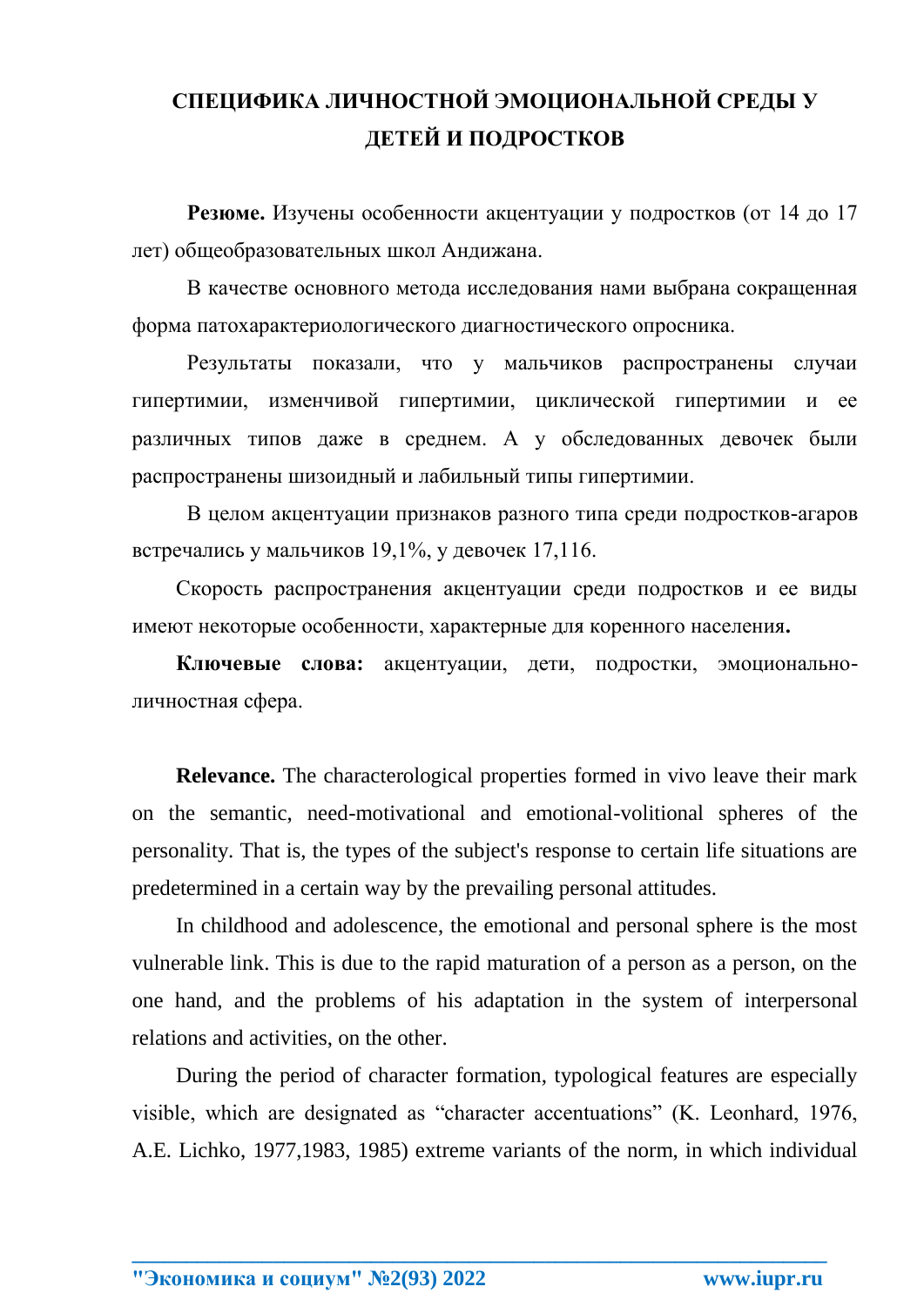# СПЕЦИФИКА ЛИЧНОСТНОЙ ЭМОЦИОНАЛЬНОЙ СРЕДЫ У ДЕТЕЙ И ПОДРОСТКОВ

**Резюме.** Изучены особенности акцентуации у подростков (от 14 до 17 лет) общеобразовательных школ Андижана.

В качестве основного метода исследования нами выбрана сокращенная форма патохарактериологического диагностического опросника.

Результаты показали, что у мальчиков распространены случаи гипертимии, изменчивой гипертимии, циклической гипертимии и ее различных типов даже в среднем. А у обследованных девочек были распространены шизоидный и лабильный типы гипертимии.

В целом акцентуации признаков разного типа среди подростков-агаров встречались у мальчиков 19,1%, у девочек 17,116.

Скорость распространения акцентуации среди подростков и ее виды имеют некоторые особенности, характерные для коренного населения**.**

**Ключевые слова:** акцентуации, дети, подростки, эмоционально-личностная сфера.

**Relevance.** The characterological properties formed in vivo leave their mark on the semantic, need-motivational and emotional-volitional spheres of the personality. That is, the types of the subject's response to certain life situations are predetermined in a certain way by the prevailing personal attitudes.

In childhood and adolescence, the emotional and personal sphere is the most vulnerable link. This is due to the rapid maturation of a person as a person, on the one hand, and the problems of his adaptation in the system of interpersonal relations and activities, on the other.

During the period of character formation, typological features are especially visible, which are designated as “character accentuations” (K. Leonhard, 1976, A.E. Lichko, 1977,1983, 1985) extreme variants of the norm, in which individual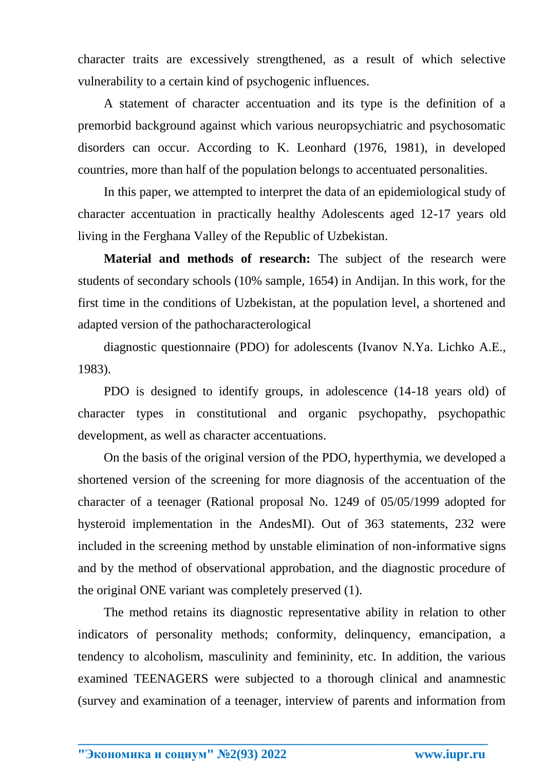character traits are excessively strengthened, as a result of which selective vulnerability to a certain kind of psychogenic influences.

A statement of character accentuation and its type is the definition of a premorbid background against which various neuropsychiatric and psychosomatic disorders can occur. According to K. Leonhard (1976, 1981), in developed countries, more than half of the population belongs to accentuated personalities.

In this paper, we attempted to interpret the data of an epidemiological study of character accentuation in practically healthy Adolescents aged 12-17 years old living in the Ferghana Valley of the Republic of Uzbekistan.

**Material and methods of research:** The subject of the research were students of secondary schools (10% sample, 1654) in Andijan. In this work, for the first time in the conditions of Uzbekistan, at the population level, a shortened and adapted version of the pathocharacterological

diagnostic questionnaire (PDO) for adolescents (Ivanov N.Ya. Lichko A.E., 1983).

PDO is designed to identify groups, in adolescence (14-18 years old) of character types in constitutional and organic psychopathy, psychopathic development, as well as character accentuations.

On the basis of the original version of the PDO, hyperthymia, we developed a shortened version of the screening for more diagnosis of the accentuation of the character of a teenager (Rational proposal No. 1249 of 05/05/1999 adopted for hysteroid implementation in the AndesMI). Out of 363 statements, 232 were included in the screening method by unstable elimination of non-informative signs and by the method of observational approbation, and the diagnostic procedure of the original ONE variant was completely preserved (1).

The method retains its diagnostic representative ability in relation to other indicators of personality methods; conformity, delinquency, emancipation, a tendency to alcoholism, masculinity and femininity, etc. In addition, the various examined TEENAGERS were subjected to a thorough clinical and anamnestic (survey and examination of a teenager, interview of parents and information from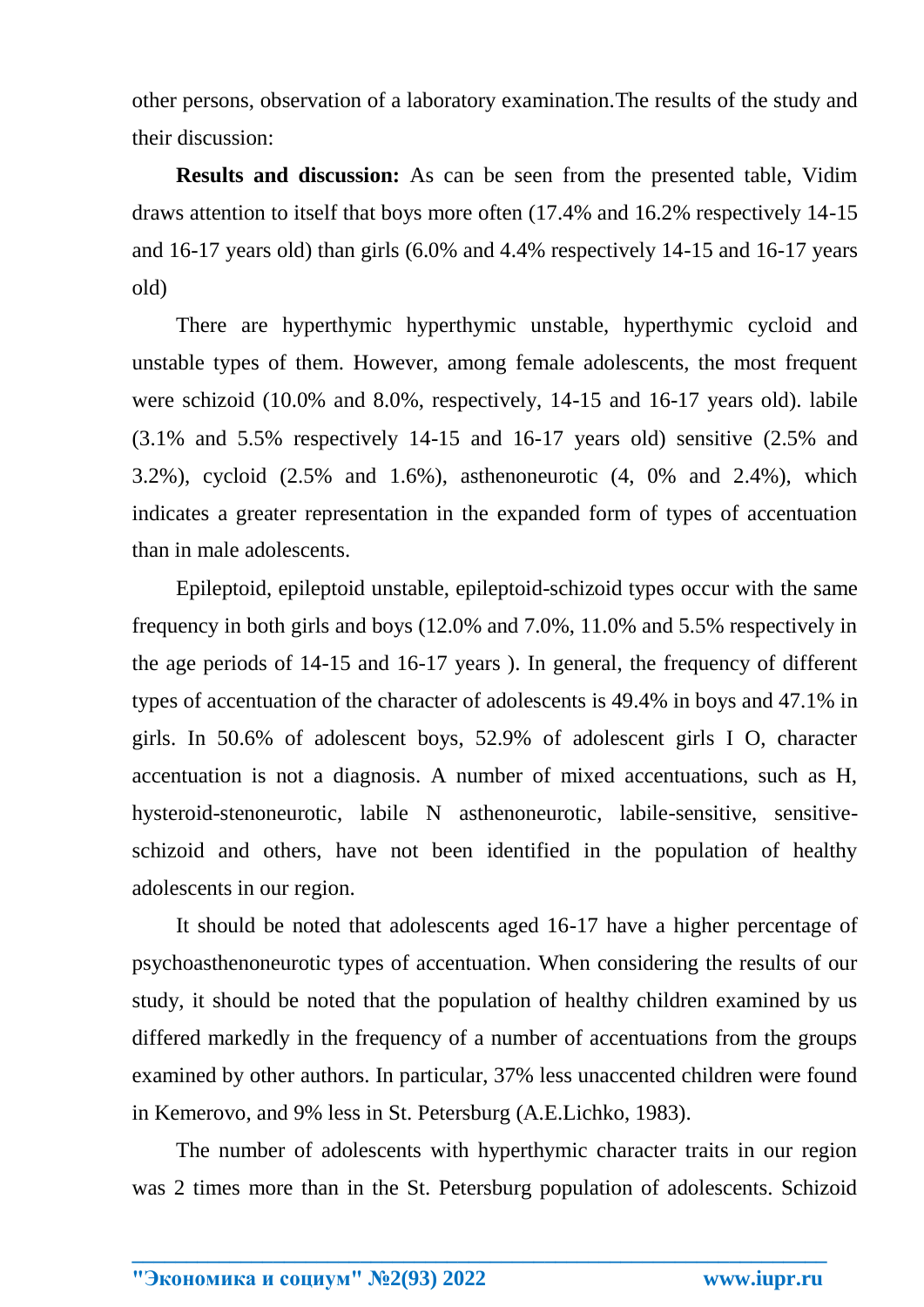other persons, observation of a laboratory examination.The results of the study and their discussion:

**Results and discussion:** As can be seen from the presented table, Vidim draws attention to itself that boys more often (17.4% and 16.2% respectively 14-15 and 16-17 years old) than girls (6.0% and 4.4% respectively 14-15 and 16-17 years old)

There are hyperthymic hyperthymic unstable, hyperthymic cycloid and unstable types of them. However, among female adolescents, the most frequent were schizoid (10.0% and 8.0%, respectively, 14-15 and 16-17 years old). labile (3.1% and 5.5% respectively 14-15 and 16-17 years old) sensitive (2.5% and 3.2%), cycloid (2.5% and 1.6%), asthenoneurotic (4, 0% and 2.4%), which indicates a greater representation in the expanded form of types of accentuation than in male adolescents.

Epileptoid, epileptoid unstable, epileptoid-schizoid types occur with the same frequency in both girls and boys (12.0% and 7.0%, 11.0% and 5.5% respectively in the age periods of 14-15 and 16-17 years ). In general, the frequency of different types of accentuation of the character of adolescents is 49.4% in boys and 47.1% in girls. In 50.6% of adolescent boys, 52.9% of adolescent girls I O, character accentuation is not a diagnosis. A number of mixed accentuations, such as H, hysteroid-stenoneurotic, labile N asthenoneurotic, labile-sensitive, sensitive-schizoid and others, have not been identified in the population of healthy adolescents in our region.

It should be noted that adolescents aged 16-17 have a higher percentage of psychoasthenoneurotic types of accentuation. When considering the results of our study, it should be noted that the population of healthy children examined by us differed markedly in the frequency of a number of accentuations from the groups examined by other authors. In particular, 37% less unaccented children were found in Kemerovo, and 9% less in St. Petersburg (A.E.Lichko, 1983).

The number of adolescents with hyperthymic character traits in our region was 2 times more than in the St. Petersburg population of adolescents. Schizoid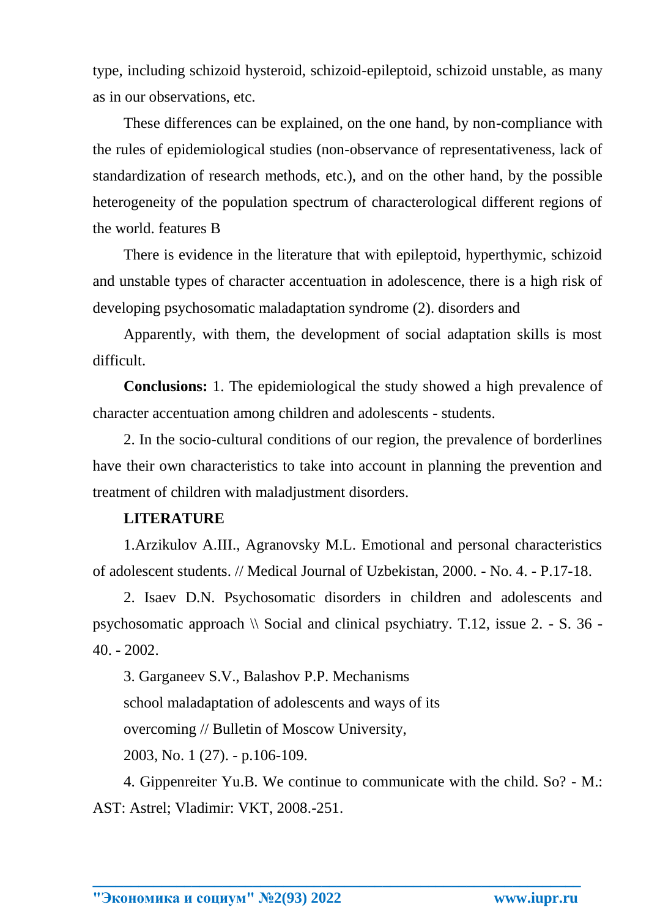type, including schizoid hysteroid, schizoid-epileptoid, schizoid unstable, as many as in our observations, etc.

These differences can be explained, on the one hand, by non-compliance with the rules of epidemiological studies (non-observance of representativeness, lack of standardization of research methods, etc.), and on the other hand, by the possible heterogeneity of the population spectrum of characterological different regions of the world. features B

There is evidence in the literature that with epileptoid, hyperthymic, schizoid and unstable types of character accentuation in adolescence, there is a high risk of developing psychosomatic maladaptation syndrome (2). disorders and

Apparently, with them, the development of social adaptation skills is most difficult.

**Conclusions:** 1. The epidemiological the study showed a high prevalence of character accentuation among children and adolescents - students.

2. In the socio-cultural conditions of our region, the prevalence of borderlines have their own characteristics to take into account in planning the prevention and treatment of children with maladjustment disorders.

**LITERATURE**

1.Arzikulov A.III., Agranovsky M.L. Emotional and personal characteristics of adolescent students. // Medical Journal of Uzbekistan, 2000. - No. 4. - P.17-18.

2. Isaev D.N. Psychosomatic disorders in children and adolescents and psychosomatic approach \\ Social and clinical psychiatry. T.12, issue 2. - S. 36 - 40. - 2002.

3. Garganeev S.V., Balashov P.P. Mechanisms school maladaptation of adolescents and ways of its overcoming // Bulletin of Moscow University, 2003, No. 1 (27). - p.106-109.

4. Gippenreiter Yu.B. We continue to communicate with the child. So? - M.: AST: Astrel; Vladimir: VKT, 2008.-251.